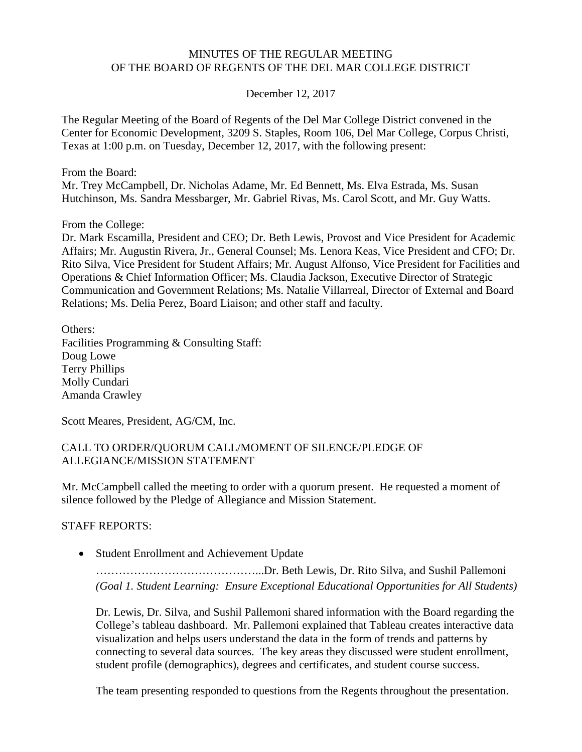# MINUTES OF THE REGULAR MEETING
# OF THE BOARD OF REGENTS OF THE DEL MAR COLLEGE DISTRICT

December 12, 2017

The Regular Meeting of the Board of Regents of the Del Mar College District convened in the Center for Economic Development, 3209 S. Staples, Room 106, Del Mar College, Corpus Christi, Texas at 1:00 p.m. on Tuesday, December 12, 2017, with the following present:

From the Board:
Mr. Trey McCampbell, Dr. Nicholas Adame, Mr. Ed Bennett, Ms. Elva Estrada, Ms. Susan Hutchinson, Ms. Sandra Messbarger, Mr. Gabriel Rivas, Ms. Carol Scott, and Mr. Guy Watts.

From the College:
Dr. Mark Escamilla, President and CEO; Dr. Beth Lewis, Provost and Vice President for Academic Affairs; Mr. Augustin Rivera, Jr., General Counsel; Ms. Lenora Keas, Vice President and CFO; Dr. Rito Silva, Vice President for Student Affairs; Mr. August Alfonso, Vice President for Facilities and Operations & Chief Information Officer; Ms. Claudia Jackson, Executive Director of Strategic Communication and Government Relations; Ms. Natalie Villarreal, Director of External and Board Relations; Ms. Delia Perez, Board Liaison; and other staff and faculty.

Others:
Facilities Programming & Consulting Staff:
Doug Lowe
Terry Phillips
Molly Cundari
Amanda Crawley

Scott Meares, President, AG/CM, Inc.

## CALL TO ORDER/QUORUM CALL/MOMENT OF SILENCE/PLEDGE OF ALLEGIANCE/MISSION STATEMENT

Mr. McCampbell called the meeting to order with a quorum present. He requested a moment of silence followed by the Pledge of Allegiance and Mission Statement.

## STAFF REPORTS:

- Student Enrollment and Achievement Update

  ……………………………………...Dr. Beth Lewis, Dr. Rito Silva, and Sushil Pallemoni
  *(Goal 1. Student Learning: Ensure Exceptional Educational Opportunities for All Students)*

  Dr. Lewis, Dr. Silva, and Sushil Pallemoni shared information with the Board regarding the College's tableau dashboard. Mr. Pallemoni explained that Tableau creates interactive data visualization and helps users understand the data in the form of trends and patterns by connecting to several data sources. The key areas they discussed were student enrollment, student profile (demographics), degrees and certificates, and student course success.

  The team presenting responded to questions from the Regents throughout the presentation.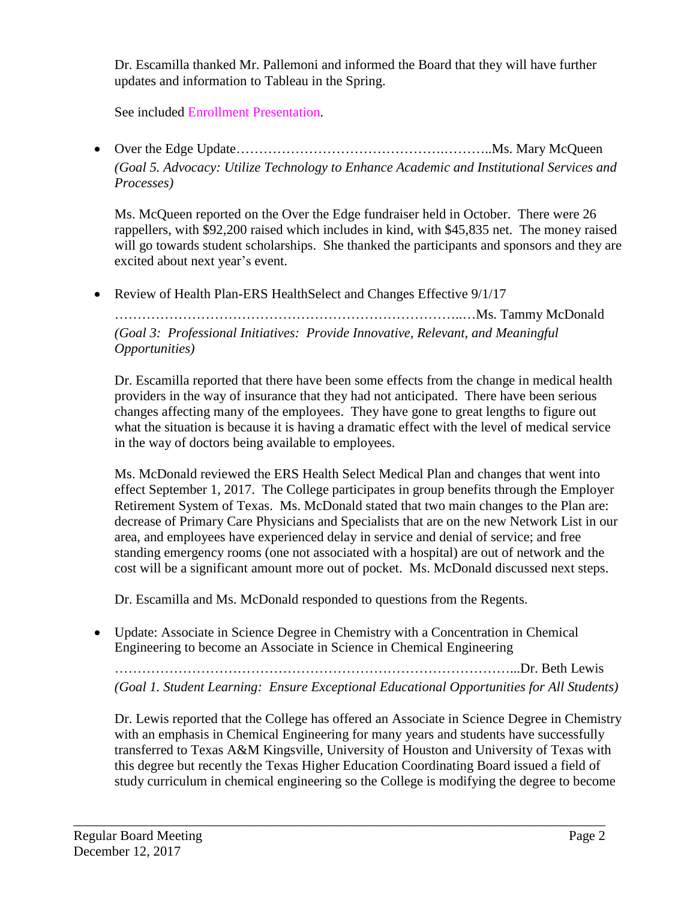Dr. Escamilla thanked Mr. Pallemoni and informed the Board that they will have further updates and information to Tableau in the Spring.

See included Enrollment Presentation.

- Over the Edge Update……………………………………….………..Ms. Mary McQueen
  *(Goal 5. Advocacy: Utilize Technology to Enhance Academic and Institutional Services and Processes)*

  Ms. McQueen reported on the Over the Edge fundraiser held in October. There were 26 rappellers, with $92,200 raised which includes in kind, with $45,835 net. The money raised will go towards student scholarships. She thanked the participants and sponsors and they are excited about next year's event.

- Review of Health Plan-ERS HealthSelect and Changes Effective 9/1/17
  ……………………………………………………………………..…Ms. Tammy McDonald
  *(Goal 3: Professional Initiatives: Provide Innovative, Relevant, and Meaningful Opportunities)*

  Dr. Escamilla reported that there have been some effects from the change in medical health providers in the way of insurance that they had not anticipated. There have been serious changes affecting many of the employees. They have gone to great lengths to figure out what the situation is because it is having a dramatic effect with the level of medical service in the way of doctors being available to employees.

  Ms. McDonald reviewed the ERS Health Select Medical Plan and changes that went into effect September 1, 2017. The College participates in group benefits through the Employer Retirement System of Texas. Ms. McDonald stated that two main changes to the Plan are: decrease of Primary Care Physicians and Specialists that are on the new Network List in our area, and employees have experienced delay in service and denial of service; and free standing emergency rooms (one not associated with a hospital) are out of network and the cost will be a significant amount more out of pocket. Ms. McDonald discussed next steps.

  Dr. Escamilla and Ms. McDonald responded to questions from the Regents.

- Update: Associate in Science Degree in Chemistry with a Concentration in Chemical Engineering to become an Associate in Science in Chemical Engineering
  …………………………………………………………………………...Dr. Beth Lewis
  *(Goal 1. Student Learning: Ensure Exceptional Educational Opportunities for All Students)*

  Dr. Lewis reported that the College has offered an Associate in Science Degree in Chemistry with an emphasis in Chemical Engineering for many years and students have successfully transferred to Texas A&M Kingsville, University of Houston and University of Texas with this degree but recently the Texas Higher Education Coordinating Board issued a field of study curriculum in chemical engineering so the College is modifying the degree to become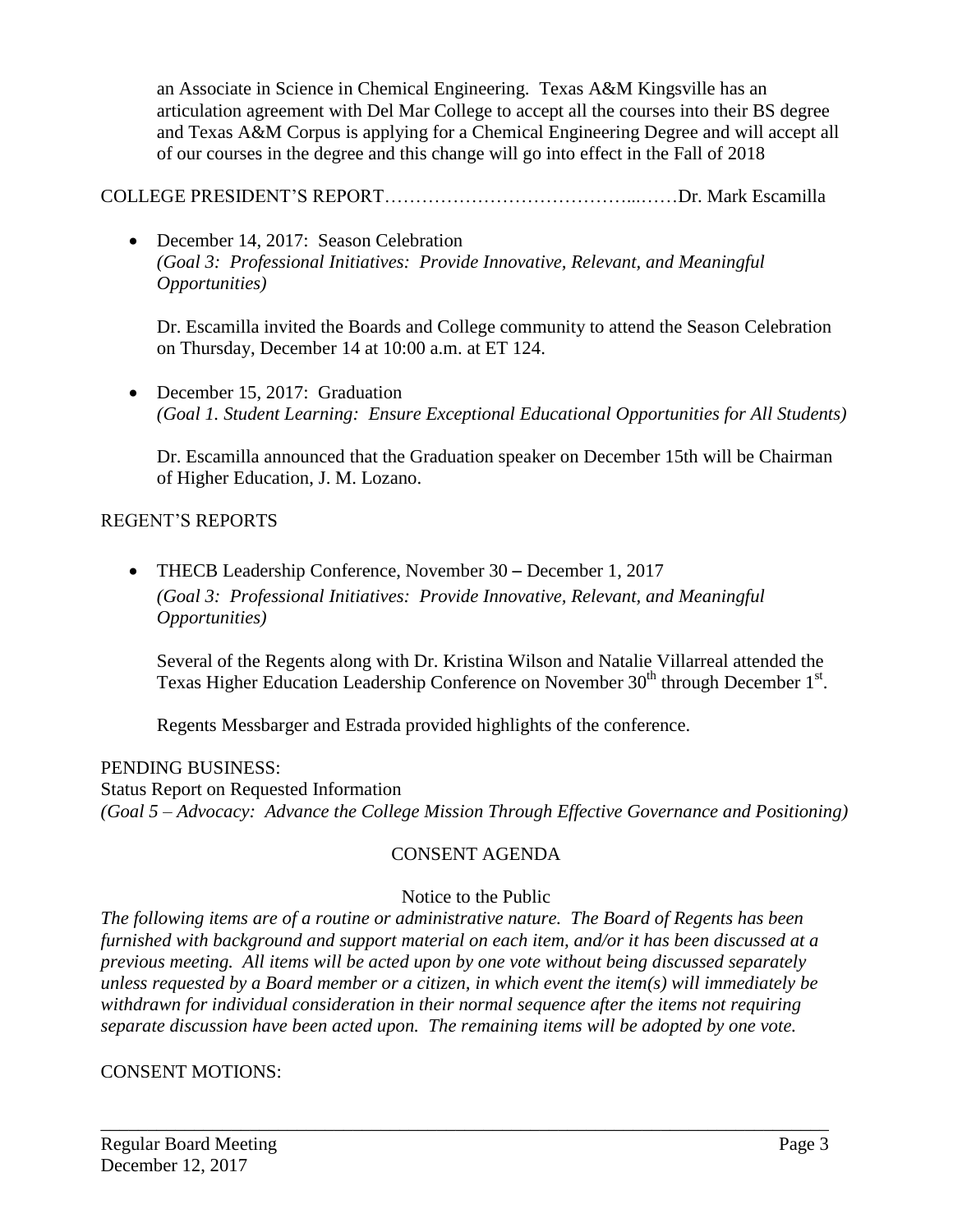an Associate in Science in Chemical Engineering. Texas A&M Kingsville has an articulation agreement with Del Mar College to accept all the courses into their BS degree and Texas A&M Corpus is applying for a Chemical Engineering Degree and will accept all of our courses in the degree and this change will go into effect in the Fall of 2018

COLLEGE PRESIDENT'S REPORT…………………………………...……Dr. Mark Escamilla

- December 14, 2017: Season Celebration
  *(Goal 3: Professional Initiatives: Provide Innovative, Relevant, and Meaningful Opportunities)*

  Dr. Escamilla invited the Boards and College community to attend the Season Celebration on Thursday, December 14 at 10:00 a.m. at ET 124.

- December 15, 2017: Graduation
  *(Goal 1. Student Learning: Ensure Exceptional Educational Opportunities for All Students)*

  Dr. Escamilla announced that the Graduation speaker on December 15th will be Chairman of Higher Education, J. M. Lozano.

REGENT'S REPORTS

- THECB Leadership Conference, November 30 – December 1, 2017
  *(Goal 3: Professional Initiatives: Provide Innovative, Relevant, and Meaningful Opportunities)*

  Several of the Regents along with Dr. Kristina Wilson and Natalie Villarreal attended the Texas Higher Education Leadership Conference on November 30th through December 1st.

  Regents Messbarger and Estrada provided highlights of the conference.

PENDING BUSINESS:
Status Report on Requested Information
*(Goal 5 – Advocacy: Advance the College Mission Through Effective Governance and Positioning)*

CONSENT AGENDA

Notice to the Public

*The following items are of a routine or administrative nature. The Board of Regents has been furnished with background and support material on each item, and/or it has been discussed at a previous meeting. All items will be acted upon by one vote without being discussed separately unless requested by a Board member or a citizen, in which event the item(s) will immediately be withdrawn for individual consideration in their normal sequence after the items not requiring separate discussion have been acted upon. The remaining items will be adopted by one vote.*

CONSENT MOTIONS: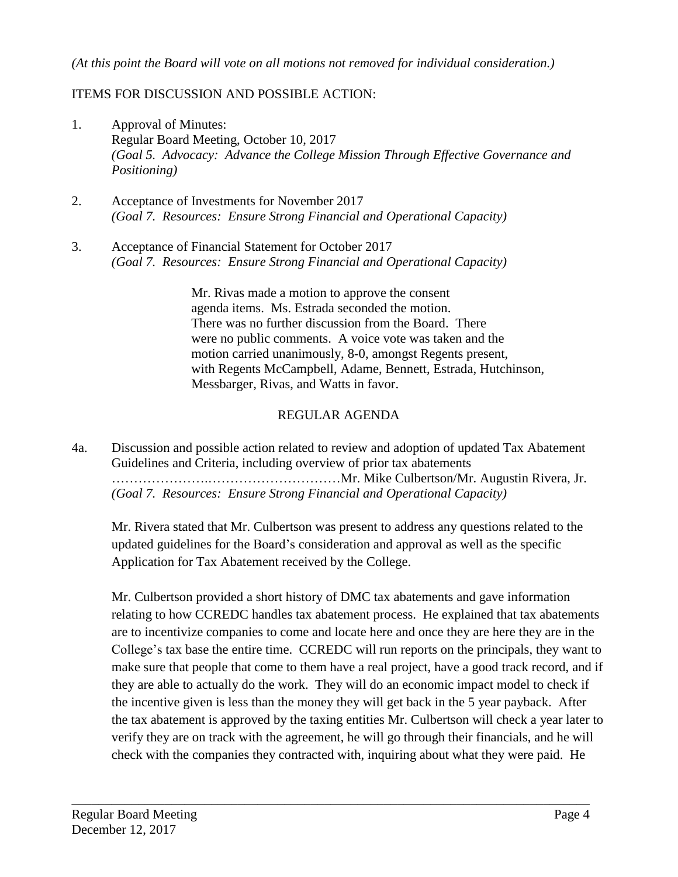*(At this point the Board will vote on all motions not removed for individual consideration.)*

ITEMS FOR DISCUSSION AND POSSIBLE ACTION:

1. Approval of Minutes:
   Regular Board Meeting, October 10, 2017
   *(Goal 5. Advocacy: Advance the College Mission Through Effective Governance and Positioning)*

2. Acceptance of Investments for November 2017
   *(Goal 7. Resources: Ensure Strong Financial and Operational Capacity)*

3. Acceptance of Financial Statement for October 2017
   *(Goal 7. Resources: Ensure Strong Financial and Operational Capacity)*

   Mr. Rivas made a motion to approve the consent agenda items. Ms. Estrada seconded the motion. There was no further discussion from the Board. There were no public comments. A voice vote was taken and the motion carried unanimously, 8-0, amongst Regents present, with Regents McCampbell, Adame, Bennett, Estrada, Hutchinson, Messbarger, Rivas, and Watts in favor.

## REGULAR AGENDA

4a. Discussion and possible action related to review and adoption of updated Tax Abatement Guidelines and Criteria, including overview of prior tax abatements ……………….…………………………Mr. Mike Culbertson/Mr. Augustin Rivera, Jr.
*(Goal 7. Resources: Ensure Strong Financial and Operational Capacity)*

Mr. Rivera stated that Mr. Culbertson was present to address any questions related to the updated guidelines for the Board's consideration and approval as well as the specific Application for Tax Abatement received by the College.

Mr. Culbertson provided a short history of DMC tax abatements and gave information relating to how CCREDC handles tax abatement process. He explained that tax abatements are to incentivize companies to come and locate here and once they are here they are in the College's tax base the entire time. CCREDC will run reports on the principals, they want to make sure that people that come to them have a real project, have a good track record, and if they are able to actually do the work. They will do an economic impact model to check if the incentive given is less than the money they will get back in the 5 year payback. After the tax abatement is approved by the taxing entities Mr. Culbertson will check a year later to verify they are on track with the agreement, he will go through their financials, and he will check with the companies they contracted with, inquiring about what they were paid. He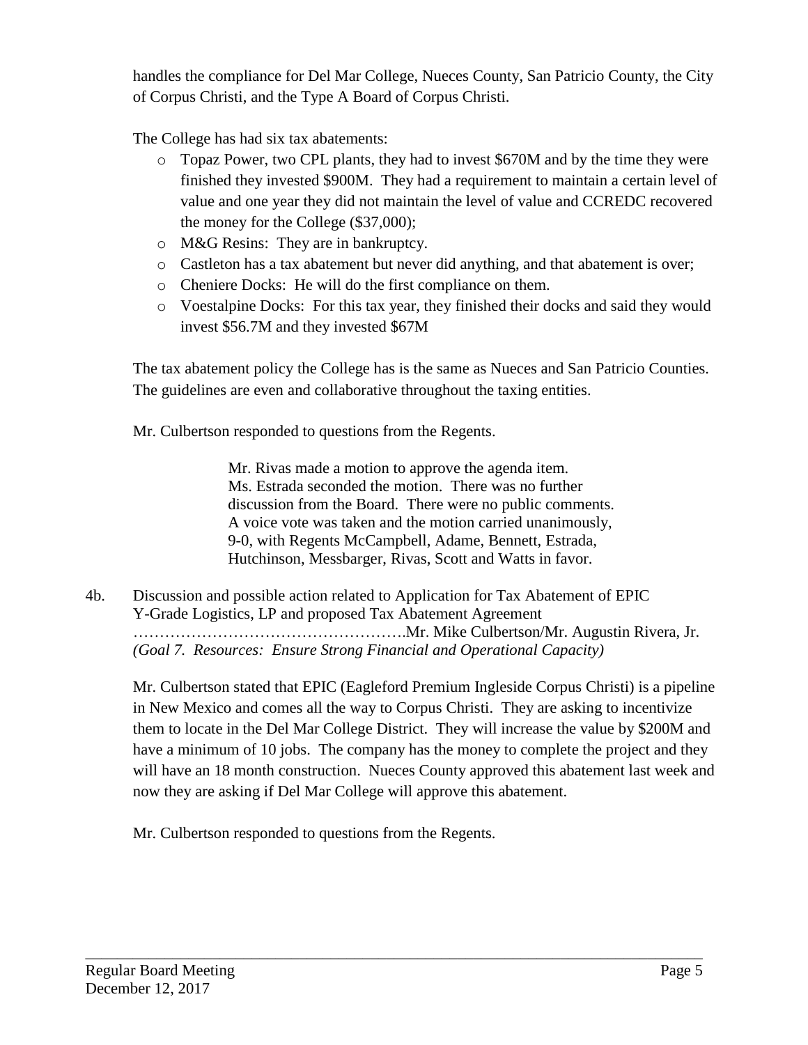handles the compliance for Del Mar College, Nueces County, San Patricio County, the City of Corpus Christi, and the Type A Board of Corpus Christi.

The College has had six tax abatements:

- Topaz Power, two CPL plants, they had to invest $670M and by the time they were finished they invested $900M. They had a requirement to maintain a certain level of value and one year they did not maintain the level of value and CCREDC recovered the money for the College ($37,000);
- M&G Resins: They are in bankruptcy.
- Castleton has a tax abatement but never did anything, and that abatement is over;
- Cheniere Docks: He will do the first compliance on them.
- Voestalpine Docks: For this tax year, they finished their docks and said they would invest $56.7M and they invested $67M

The tax abatement policy the College has is the same as Nueces and San Patricio Counties. The guidelines are even and collaborative throughout the taxing entities.

Mr. Culbertson responded to questions from the Regents.

> Mr. Rivas made a motion to approve the agenda item. Ms. Estrada seconded the motion. There was no further discussion from the Board. There were no public comments. A voice vote was taken and the motion carried unanimously, 9-0, with Regents McCampbell, Adame, Bennett, Estrada, Hutchinson, Messbarger, Rivas, Scott and Watts in favor.

4b. Discussion and possible action related to Application for Tax Abatement of EPIC Y-Grade Logistics, LP and proposed Tax Abatement Agreement …………………………………………….Mr. Mike Culbertson/Mr. Augustin Rivera, Jr. *(Goal 7. Resources: Ensure Strong Financial and Operational Capacity)*

Mr. Culbertson stated that EPIC (Eagleford Premium Ingleside Corpus Christi) is a pipeline in New Mexico and comes all the way to Corpus Christi. They are asking to incentivize them to locate in the Del Mar College District. They will increase the value by $200M and have a minimum of 10 jobs. The company has the money to complete the project and they will have an 18 month construction. Nueces County approved this abatement last week and now they are asking if Del Mar College will approve this abatement.

Mr. Culbertson responded to questions from the Regents.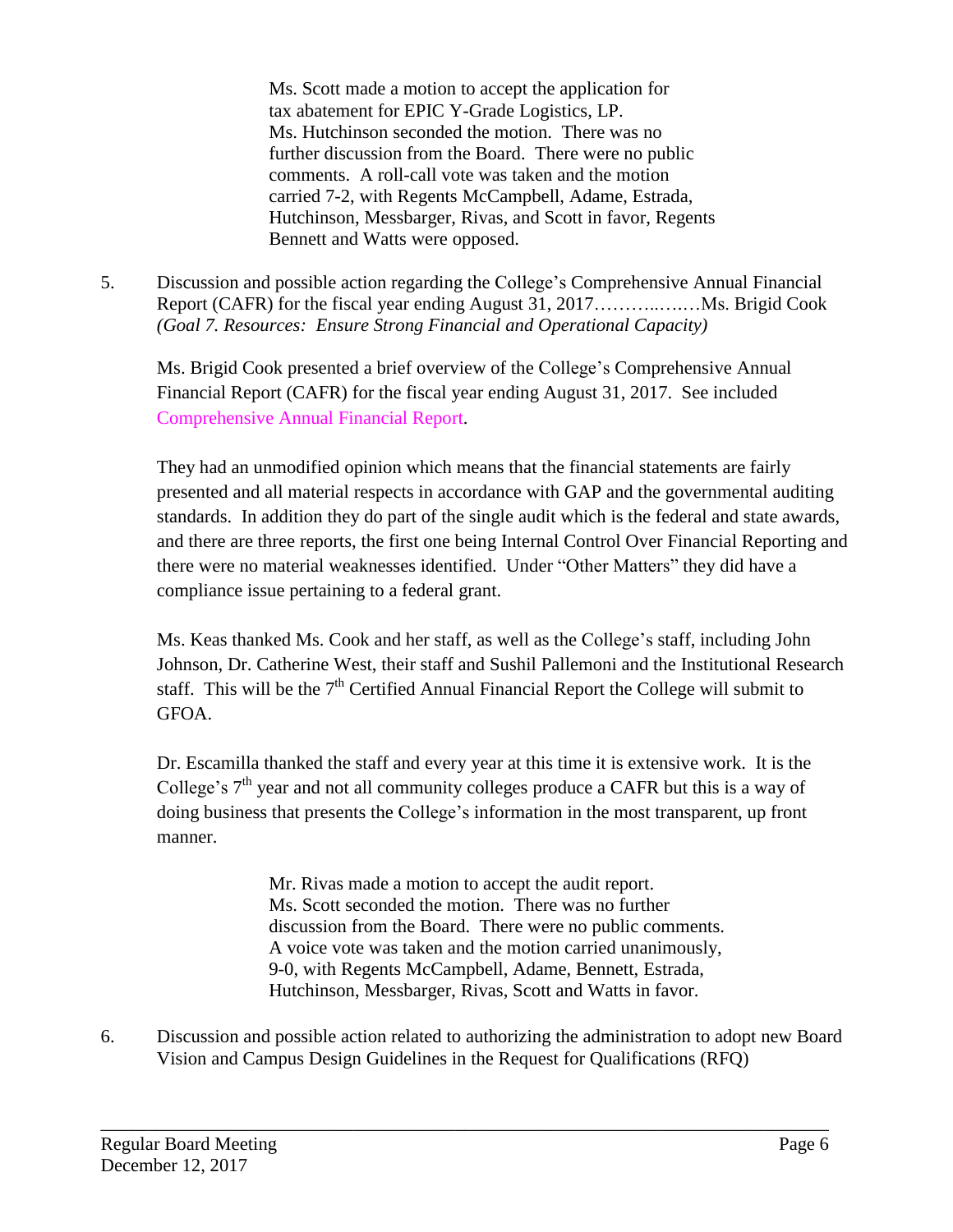Ms. Scott made a motion to accept the application for tax abatement for EPIC Y-Grade Logistics, LP. Ms. Hutchinson seconded the motion. There was no further discussion from the Board. There were no public comments. A roll-call vote was taken and the motion carried 7-2, with Regents McCampbell, Adame, Estrada, Hutchinson, Messbarger, Rivas, and Scott in favor, Regents Bennett and Watts were opposed.

5. Discussion and possible action regarding the College's Comprehensive Annual Financial Report (CAFR) for the fiscal year ending August 31, 2017………..….…Ms. Brigid Cook
*(Goal 7. Resources: Ensure Strong Financial and Operational Capacity)*

Ms. Brigid Cook presented a brief overview of the College's Comprehensive Annual Financial Report (CAFR) for the fiscal year ending August 31, 2017. See included Comprehensive Annual Financial Report.

They had an unmodified opinion which means that the financial statements are fairly presented and all material respects in accordance with GAP and the governmental auditing standards. In addition they do part of the single audit which is the federal and state awards, and there are three reports, the first one being Internal Control Over Financial Reporting and there were no material weaknesses identified. Under "Other Matters" they did have a compliance issue pertaining to a federal grant.

Ms. Keas thanked Ms. Cook and her staff, as well as the College's staff, including John Johnson, Dr. Catherine West, their staff and Sushil Pallemoni and the Institutional Research staff. This will be the 7th Certified Annual Financial Report the College will submit to GFOA.

Dr. Escamilla thanked the staff and every year at this time it is extensive work. It is the College's 7th year and not all community colleges produce a CAFR but this is a way of doing business that presents the College's information in the most transparent, up front manner.

Mr. Rivas made a motion to accept the audit report. Ms. Scott seconded the motion. There was no further discussion from the Board. There were no public comments. A voice vote was taken and the motion carried unanimously, 9-0, with Regents McCampbell, Adame, Bennett, Estrada, Hutchinson, Messbarger, Rivas, Scott and Watts in favor.

6. Discussion and possible action related to authorizing the administration to adopt new Board Vision and Campus Design Guidelines in the Request for Qualifications (RFQ)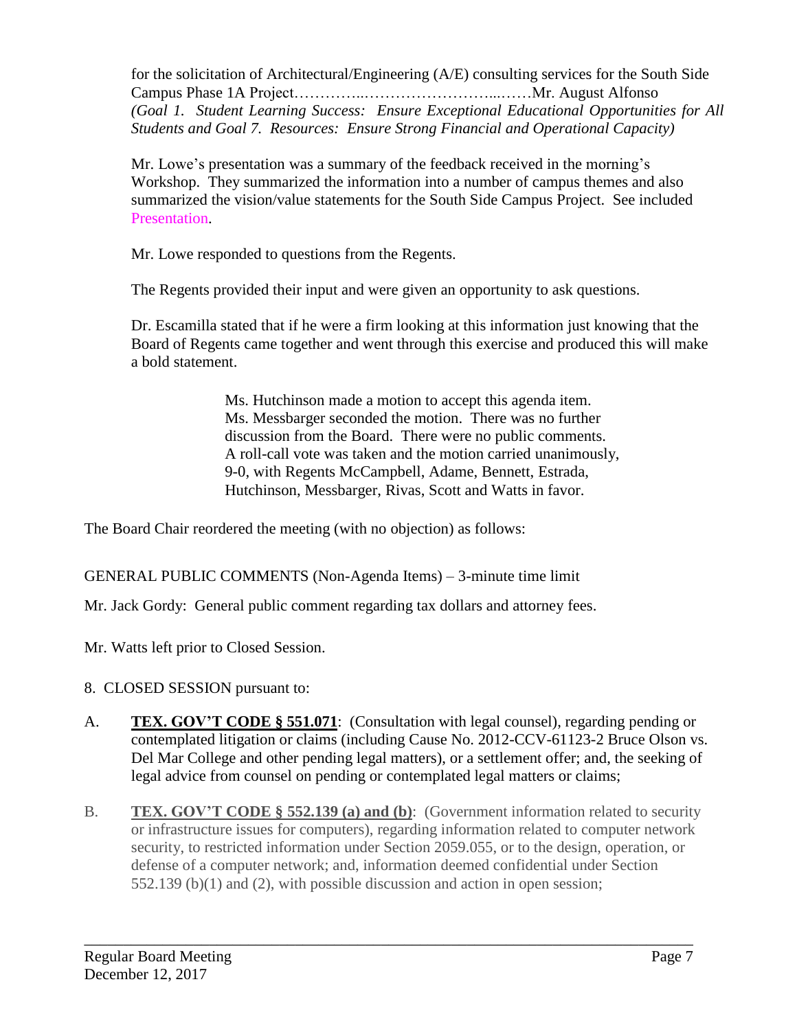for the solicitation of Architectural/Engineering (A/E) consulting services for the South Side Campus Phase 1A Project…………..……………………...……Mr. August Alfonso
*(Goal 1. Student Learning Success: Ensure Exceptional Educational Opportunities for All Students and Goal 7. Resources: Ensure Strong Financial and Operational Capacity)*

Mr. Lowe's presentation was a summary of the feedback received in the morning's Workshop. They summarized the information into a number of campus themes and also summarized the vision/value statements for the South Side Campus Project. See included Presentation.

Mr. Lowe responded to questions from the Regents.

The Regents provided their input and were given an opportunity to ask questions.

Dr. Escamilla stated that if he were a firm looking at this information just knowing that the Board of Regents came together and went through this exercise and produced this will make a bold statement.

> Ms. Hutchinson made a motion to accept this agenda item. Ms. Messbarger seconded the motion. There was no further discussion from the Board. There were no public comments. A roll-call vote was taken and the motion carried unanimously, 9-0, with Regents McCampbell, Adame, Bennett, Estrada, Hutchinson, Messbarger, Rivas, Scott and Watts in favor.

The Board Chair reordered the meeting (with no objection) as follows:

GENERAL PUBLIC COMMENTS (Non-Agenda Items) – 3-minute time limit

Mr. Jack Gordy: General public comment regarding tax dollars and attorney fees.

Mr. Watts left prior to Closed Session.

8. CLOSED SESSION pursuant to:

A. **TEX. GOV'T CODE § 551.071**: (Consultation with legal counsel), regarding pending or contemplated litigation or claims (including Cause No. 2012-CCV-61123-2 Bruce Olson vs. Del Mar College and other pending legal matters), or a settlement offer; and, the seeking of legal advice from counsel on pending or contemplated legal matters or claims;

B. **TEX. GOV'T CODE § 552.139 (a) and (b)**: (Government information related to security or infrastructure issues for computers), regarding information related to computer network security, to restricted information under Section 2059.055, or to the design, operation, or defense of a computer network; and, information deemed confidential under Section 552.139 (b)(1) and (2), with possible discussion and action in open session;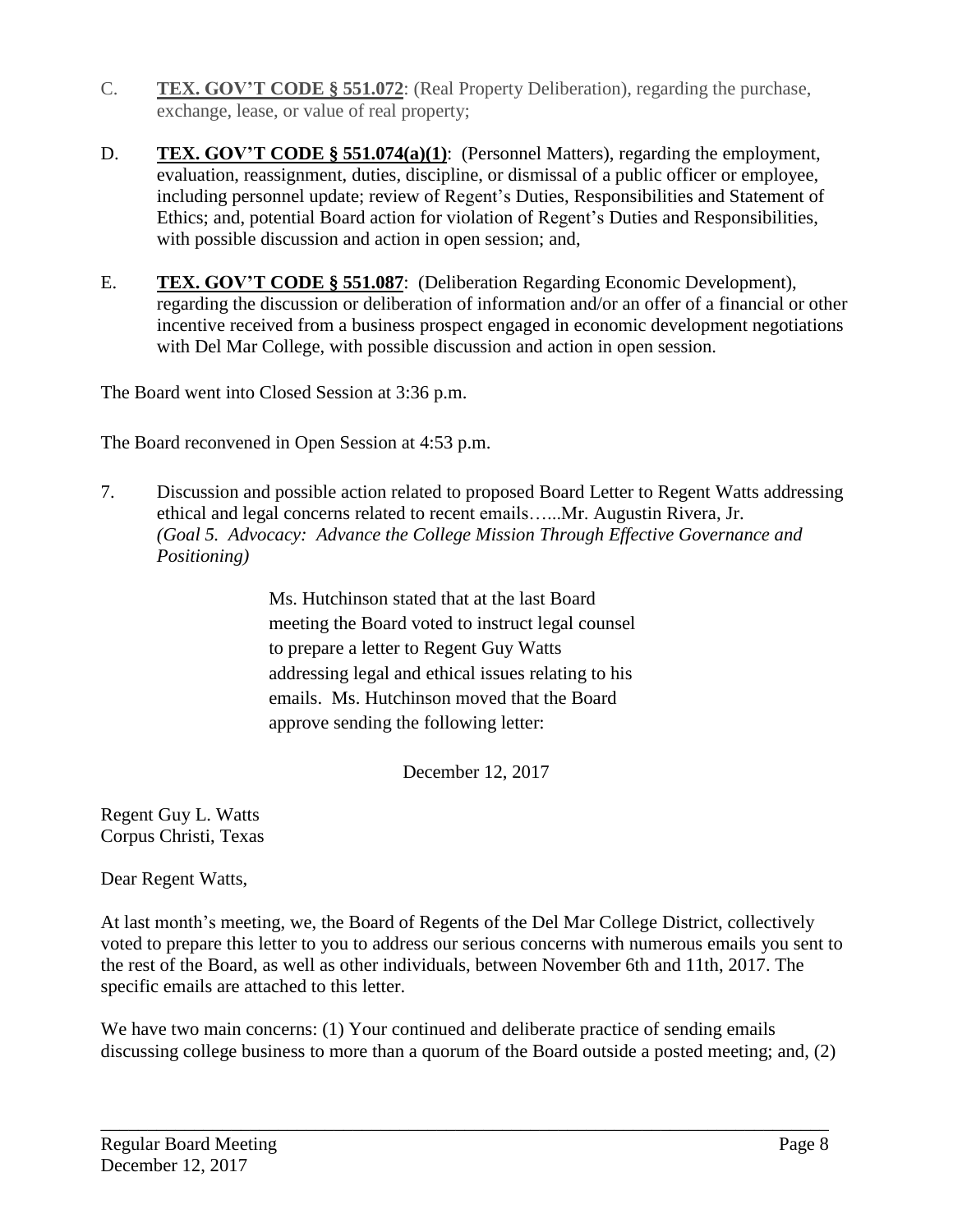C. **TEX. GOV'T CODE § 551.072**: (Real Property Deliberation), regarding the purchase, exchange, lease, or value of real property;

D. **TEX. GOV'T CODE § 551.074(a)(1)**: (Personnel Matters), regarding the employment, evaluation, reassignment, duties, discipline, or dismissal of a public officer or employee, including personnel update; review of Regent's Duties, Responsibilities and Statement of Ethics; and, potential Board action for violation of Regent's Duties and Responsibilities, with possible discussion and action in open session; and,

E. **TEX. GOV'T CODE § 551.087**: (Deliberation Regarding Economic Development), regarding the discussion or deliberation of information and/or an offer of a financial or other incentive received from a business prospect engaged in economic development negotiations with Del Mar College, with possible discussion and action in open session.

The Board went into Closed Session at 3:36 p.m.

The Board reconvened in Open Session at 4:53 p.m.

7. Discussion and possible action related to proposed Board Letter to Regent Watts addressing ethical and legal concerns related to recent emails…...Mr. Augustin Rivera, Jr. *(Goal 5. Advocacy: Advance the College Mission Through Effective Governance and Positioning)*

Ms. Hutchinson stated that at the last Board meeting the Board voted to instruct legal counsel to prepare a letter to Regent Guy Watts addressing legal and ethical issues relating to his emails. Ms. Hutchinson moved that the Board approve sending the following letter:

December 12, 2017

Regent Guy L. Watts
Corpus Christi, Texas

Dear Regent Watts,

At last month's meeting, we, the Board of Regents of the Del Mar College District, collectively voted to prepare this letter to you to address our serious concerns with numerous emails you sent to the rest of the Board, as well as other individuals, between November 6th and 11th, 2017. The specific emails are attached to this letter.

We have two main concerns: (1) Your continued and deliberate practice of sending emails discussing college business to more than a quorum of the Board outside a posted meeting; and, (2)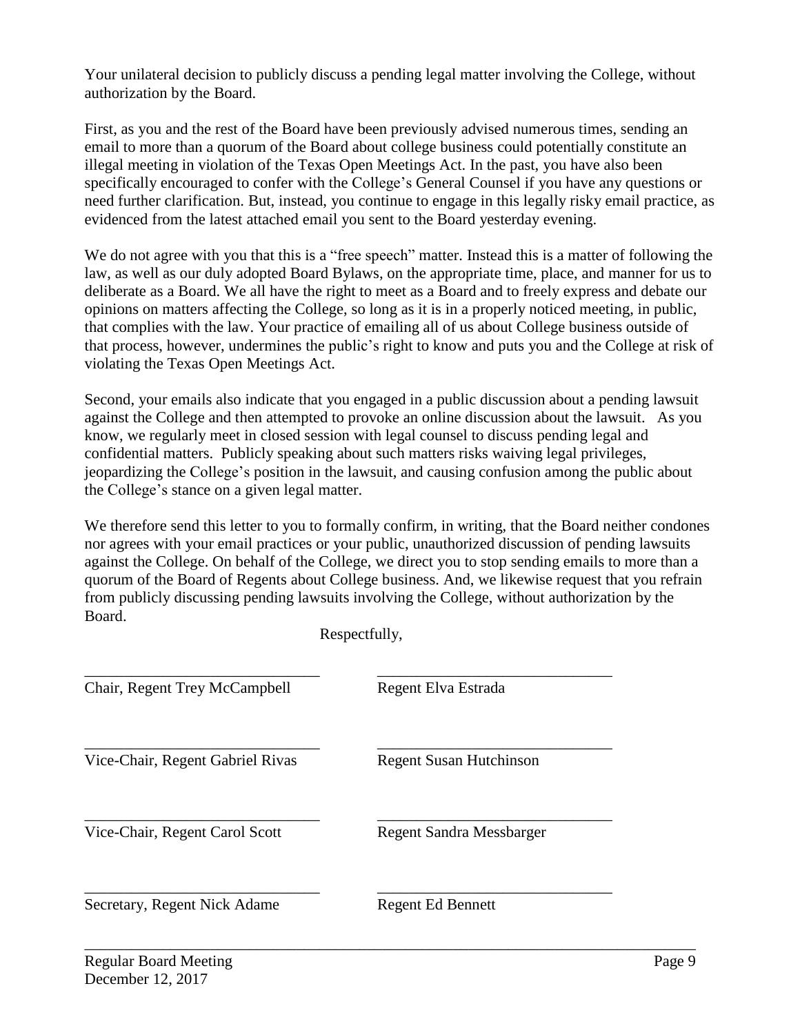Your unilateral decision to publicly discuss a pending legal matter involving the College, without authorization by the Board.

First, as you and the rest of the Board have been previously advised numerous times, sending an email to more than a quorum of the Board about college business could potentially constitute an illegal meeting in violation of the Texas Open Meetings Act. In the past, you have also been specifically encouraged to confer with the College's General Counsel if you have any questions or need further clarification. But, instead, you continue to engage in this legally risky email practice, as evidenced from the latest attached email you sent to the Board yesterday evening.

We do not agree with you that this is a "free speech" matter. Instead this is a matter of following the law, as well as our duly adopted Board Bylaws, on the appropriate time, place, and manner for us to deliberate as a Board. We all have the right to meet as a Board and to freely express and debate our opinions on matters affecting the College, so long as it is in a properly noticed meeting, in public, that complies with the law. Your practice of emailing all of us about College business outside of that process, however, undermines the public's right to know and puts you and the College at risk of violating the Texas Open Meetings Act.

Second, your emails also indicate that you engaged in a public discussion about a pending lawsuit against the College and then attempted to provoke an online discussion about the lawsuit. As you know, we regularly meet in closed session with legal counsel to discuss pending legal and confidential matters. Publicly speaking about such matters risks waiving legal privileges, jeopardizing the College's position in the lawsuit, and causing confusion among the public about the College's stance on a given legal matter.

We therefore send this letter to you to formally confirm, in writing, that the Board neither condones nor agrees with your email practices or your public, unauthorized discussion of pending lawsuits against the College. On behalf of the College, we direct you to stop sending emails to more than a quorum of the Board of Regents about College business. And, we likewise request that you refrain from publicly discussing pending lawsuits involving the College, without authorization by the Board.

Respectfully,

| | |
|---|---|
| \_\_\_\_\_\_\_\_\_\_\_\_\_\_\_\_\_\_\_\_\_\_\_\_\_\_\_\_ | \_\_\_\_\_\_\_\_\_\_\_\_\_\_\_\_\_\_\_\_\_\_\_\_\_\_\_\_ |
| Chair, Regent Trey McCampbell | Regent Elva Estrada |
| \_\_\_\_\_\_\_\_\_\_\_\_\_\_\_\_\_\_\_\_\_\_\_\_\_\_\_\_ | \_\_\_\_\_\_\_\_\_\_\_\_\_\_\_\_\_\_\_\_\_\_\_\_\_\_\_\_ |
| Vice-Chair, Regent Gabriel Rivas | Regent Susan Hutchinson |
| \_\_\_\_\_\_\_\_\_\_\_\_\_\_\_\_\_\_\_\_\_\_\_\_\_\_\_\_ | \_\_\_\_\_\_\_\_\_\_\_\_\_\_\_\_\_\_\_\_\_\_\_\_\_\_\_\_ |
| Vice-Chair, Regent Carol Scott | Regent Sandra Messbarger |
| \_\_\_\_\_\_\_\_\_\_\_\_\_\_\_\_\_\_\_\_\_\_\_\_\_\_\_\_ | \_\_\_\_\_\_\_\_\_\_\_\_\_\_\_\_\_\_\_\_\_\_\_\_\_\_\_\_ |
| Secretary, Regent Nick Adame | Regent Ed Bennett |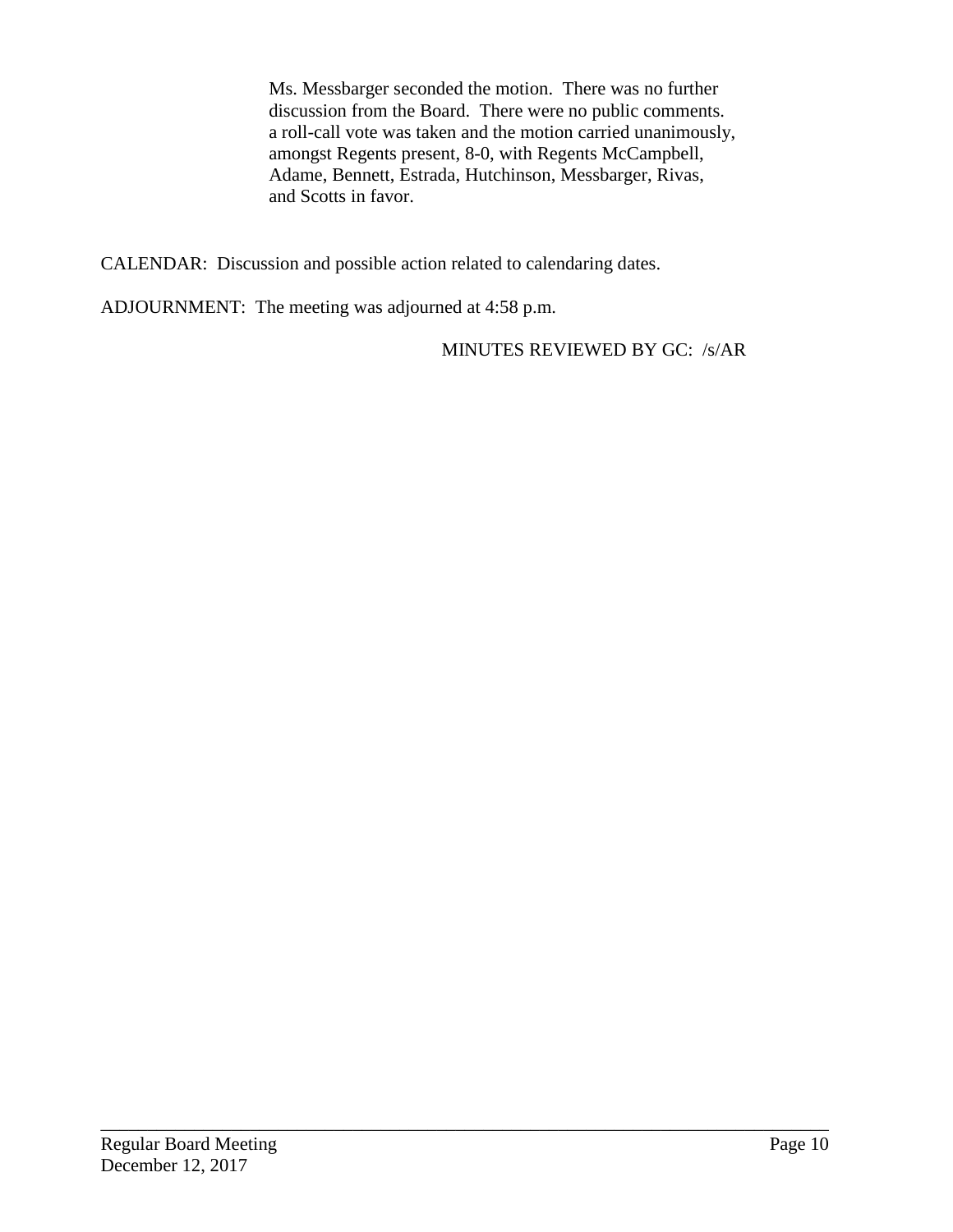Ms. Messbarger seconded the motion. There was no further discussion from the Board. There were no public comments. a roll-call vote was taken and the motion carried unanimously, amongst Regents present, 8-0, with Regents McCampbell, Adame, Bennett, Estrada, Hutchinson, Messbarger, Rivas, and Scotts in favor.

CALENDAR: Discussion and possible action related to calendaring dates.

ADJOURNMENT: The meeting was adjourned at 4:58 p.m.

MINUTES REVIEWED BY GC: /s/AR